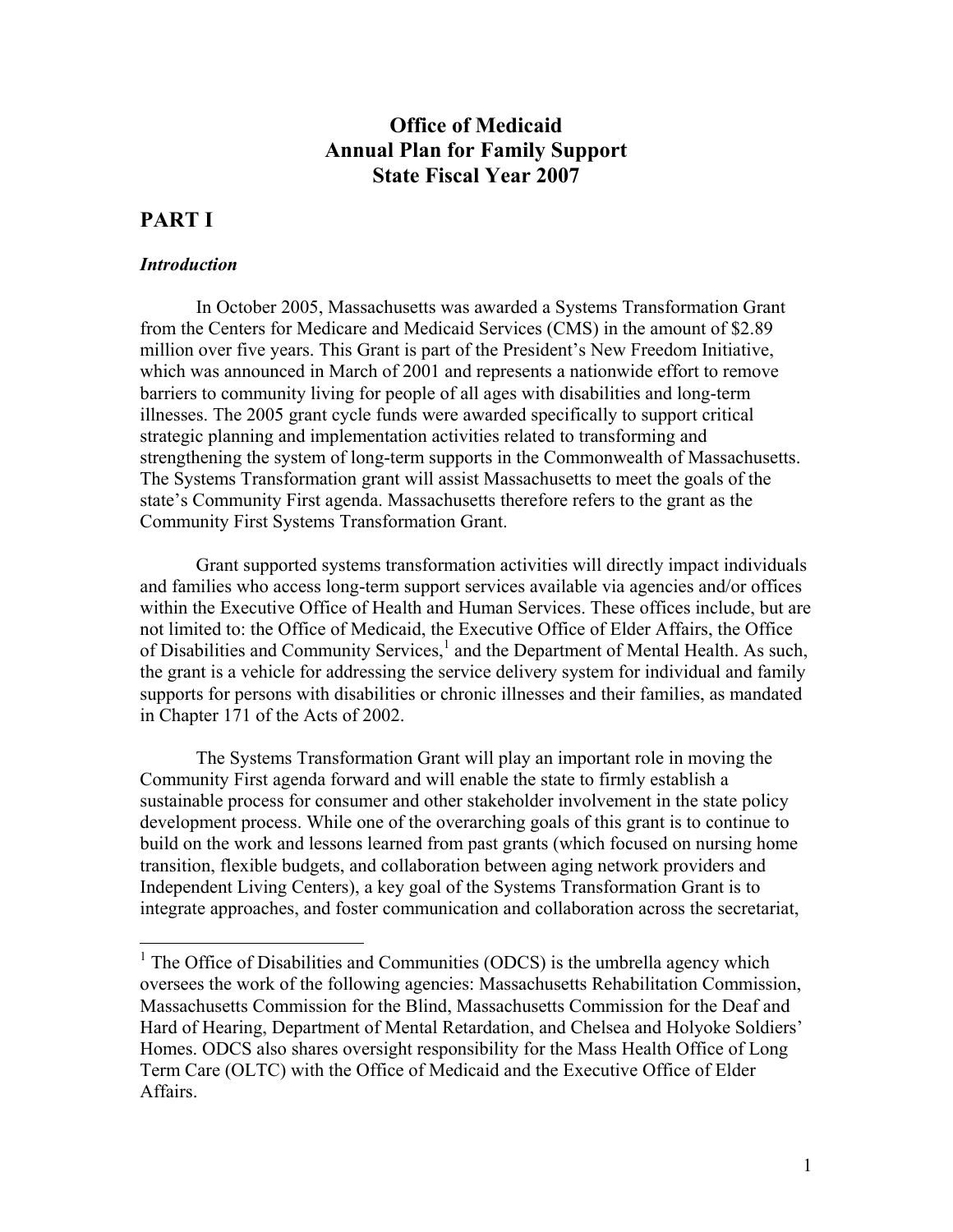# Office of Medicaid
# Annual Plan for Family Support
# State Fiscal Year 2007

## PART I

### *Introduction*

In October 2005, Massachusetts was awarded a Systems Transformation Grant from the Centers for Medicare and Medicaid Services (CMS) in the amount of $2.89 million over five years. This Grant is part of the President's New Freedom Initiative, which was announced in March of 2001 and represents a nationwide effort to remove barriers to community living for people of all ages with disabilities and long-term illnesses. The 2005 grant cycle funds were awarded specifically to support critical strategic planning and implementation activities related to transforming and strengthening the system of long-term supports in the Commonwealth of Massachusetts. The Systems Transformation grant will assist Massachusetts to meet the goals of the state's Community First agenda. Massachusetts therefore refers to the grant as the Community First Systems Transformation Grant.

Grant supported systems transformation activities will directly impact individuals and families who access long-term support services available via agencies and/or offices within the Executive Office of Health and Human Services. These offices include, but are not limited to: the Office of Medicaid, the Executive Office of Elder Affairs, the Office of Disabilities and Community Services,[1] and the Department of Mental Health. As such, the grant is a vehicle for addressing the service delivery system for individual and family supports for persons with disabilities or chronic illnesses and their families, as mandated in Chapter 171 of the Acts of 2002.

The Systems Transformation Grant will play an important role in moving the Community First agenda forward and will enable the state to firmly establish a sustainable process for consumer and other stakeholder involvement in the state policy development process. While one of the overarching goals of this grant is to continue to build on the work and lessons learned from past grants (which focused on nursing home transition, flexible budgets, and collaboration between aging network providers and Independent Living Centers), a key goal of the Systems Transformation Grant is to integrate approaches, and foster communication and collaboration across the secretariat,

---

[1] The Office of Disabilities and Communities (ODCS) is the umbrella agency which oversees the work of the following agencies: Massachusetts Rehabilitation Commission, Massachusetts Commission for the Blind, Massachusetts Commission for the Deaf and Hard of Hearing, Department of Mental Retardation, and Chelsea and Holyoke Soldiers' Homes. ODCS also shares oversight responsibility for the Mass Health Office of Long Term Care (OLTC) with the Office of Medicaid and the Executive Office of Elder Affairs.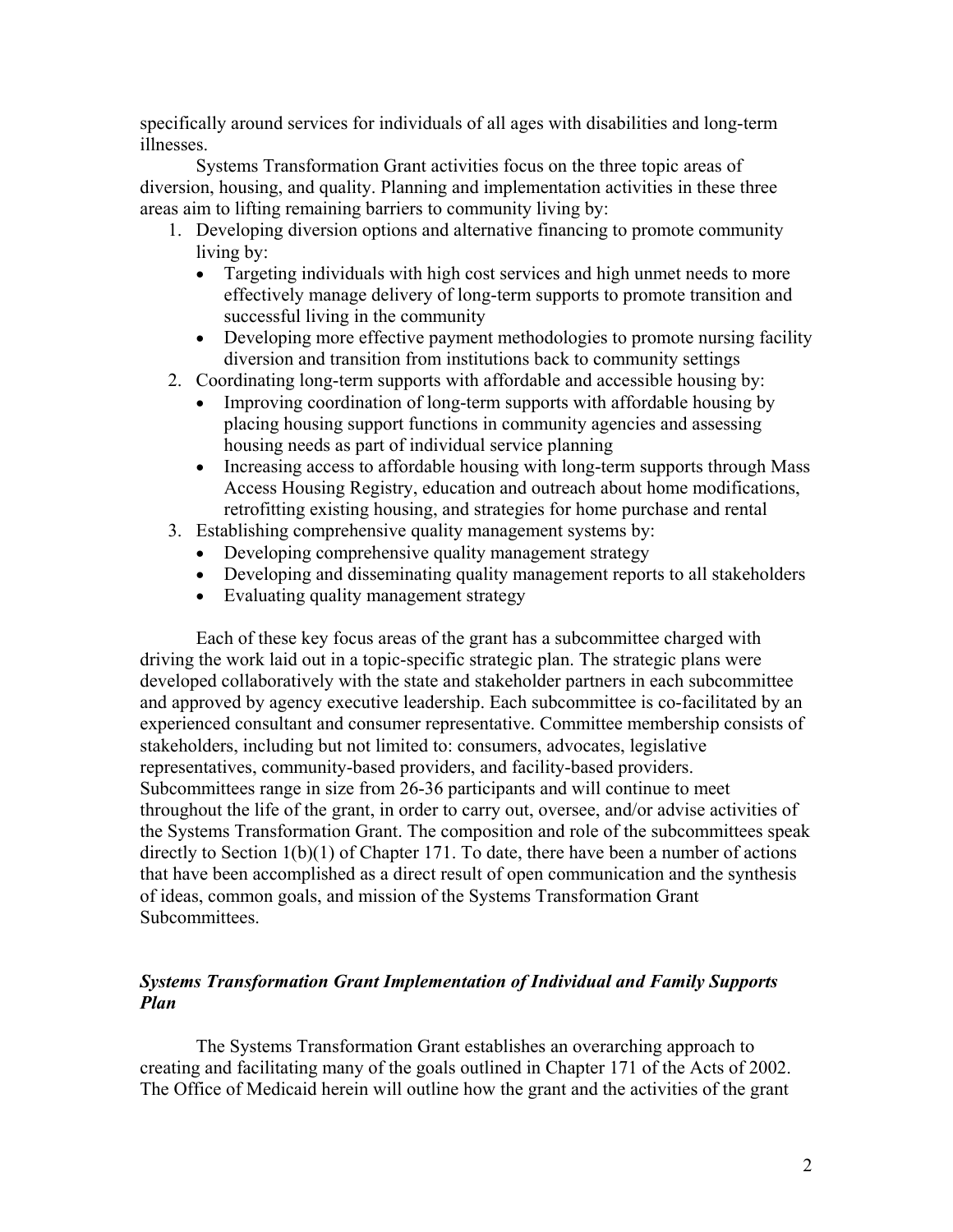specifically around services for individuals of all ages with disabilities and long-term illnesses.

Systems Transformation Grant activities focus on the three topic areas of diversion, housing, and quality. Planning and implementation activities in these three areas aim to lifting remaining barriers to community living by:

1. Developing diversion options and alternative financing to promote community living by:
   - Targeting individuals with high cost services and high unmet needs to more effectively manage delivery of long-term supports to promote transition and successful living in the community
   - Developing more effective payment methodologies to promote nursing facility diversion and transition from institutions back to community settings
2. Coordinating long-term supports with affordable and accessible housing by:
   - Improving coordination of long-term supports with affordable housing by placing housing support functions in community agencies and assessing housing needs as part of individual service planning
   - Increasing access to affordable housing with long-term supports through Mass Access Housing Registry, education and outreach about home modifications, retrofitting existing housing, and strategies for home purchase and rental
3. Establishing comprehensive quality management systems by:
   - Developing comprehensive quality management strategy
   - Developing and disseminating quality management reports to all stakeholders
   - Evaluating quality management strategy

Each of these key focus areas of the grant has a subcommittee charged with driving the work laid out in a topic-specific strategic plan. The strategic plans were developed collaboratively with the state and stakeholder partners in each subcommittee and approved by agency executive leadership. Each subcommittee is co-facilitated by an experienced consultant and consumer representative. Committee membership consists of stakeholders, including but not limited to: consumers, advocates, legislative representatives, community-based providers, and facility-based providers. Subcommittees range in size from 26-36 participants and will continue to meet throughout the life of the grant, in order to carry out, oversee, and/or advise activities of the Systems Transformation Grant. The composition and role of the subcommittees speak directly to Section 1(b)(1) of Chapter 171. To date, there have been a number of actions that have been accomplished as a direct result of open communication and the synthesis of ideas, common goals, and mission of the Systems Transformation Grant Subcommittees.

### *Systems Transformation Grant Implementation of Individual and Family Supports Plan*

The Systems Transformation Grant establishes an overarching approach to creating and facilitating many of the goals outlined in Chapter 171 of the Acts of 2002. The Office of Medicaid herein will outline how the grant and the activities of the grant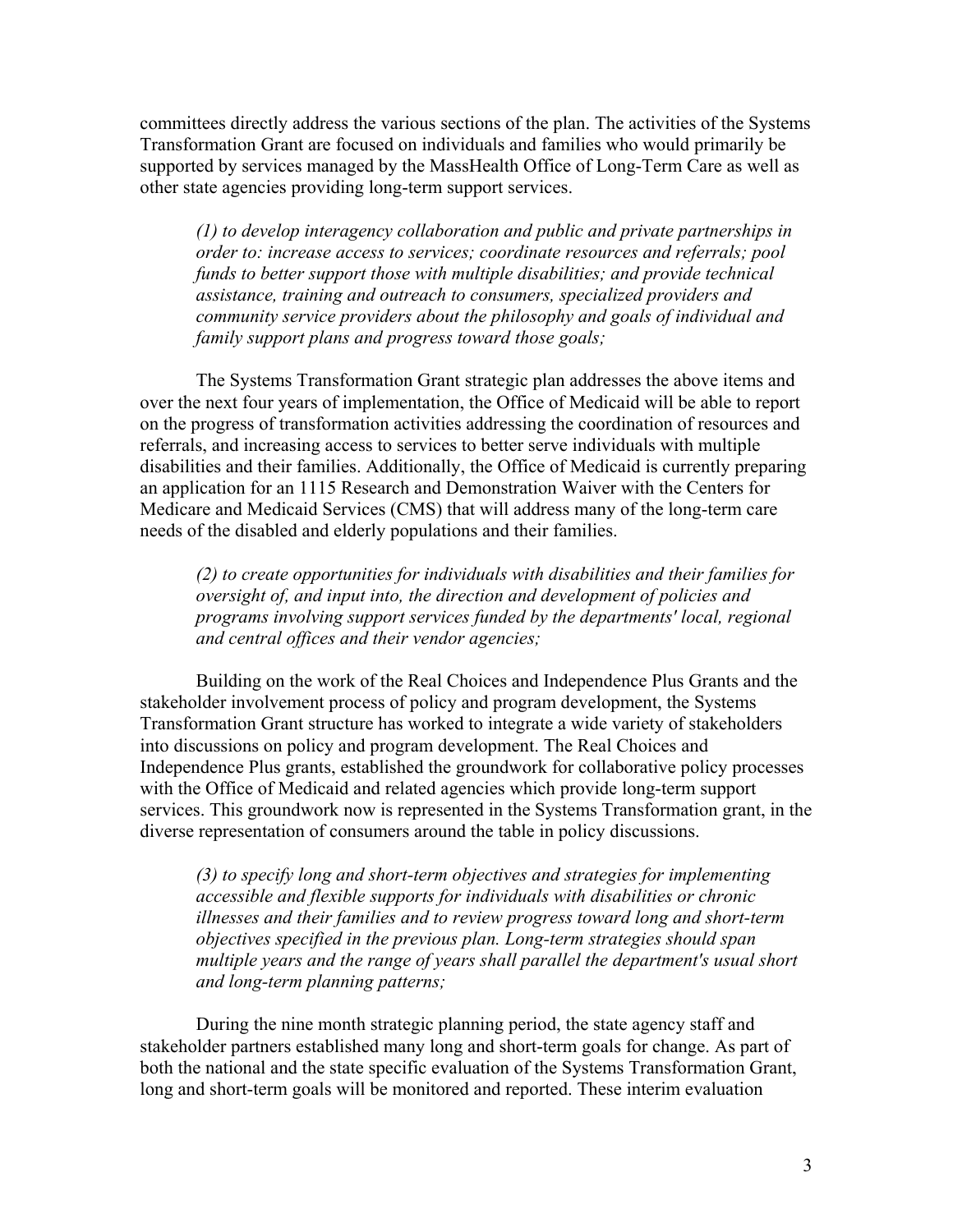committees directly address the various sections of the plan. The activities of the Systems Transformation Grant are focused on individuals and families who would primarily be supported by services managed by the MassHealth Office of Long-Term Care as well as other state agencies providing long-term support services.

> *(1) to develop interagency collaboration and public and private partnerships in order to: increase access to services; coordinate resources and referrals; pool funds to better support those with multiple disabilities; and provide technical assistance, training and outreach to consumers, specialized providers and community service providers about the philosophy and goals of individual and family support plans and progress toward those goals;*

The Systems Transformation Grant strategic plan addresses the above items and over the next four years of implementation, the Office of Medicaid will be able to report on the progress of transformation activities addressing the coordination of resources and referrals, and increasing access to services to better serve individuals with multiple disabilities and their families. Additionally, the Office of Medicaid is currently preparing an application for an 1115 Research and Demonstration Waiver with the Centers for Medicare and Medicaid Services (CMS) that will address many of the long-term care needs of the disabled and elderly populations and their families.

> *(2) to create opportunities for individuals with disabilities and their families for oversight of, and input into, the direction and development of policies and programs involving support services funded by the departments' local, regional and central offices and their vendor agencies;*

Building on the work of the Real Choices and Independence Plus Grants and the stakeholder involvement process of policy and program development, the Systems Transformation Grant structure has worked to integrate a wide variety of stakeholders into discussions on policy and program development. The Real Choices and Independence Plus grants, established the groundwork for collaborative policy processes with the Office of Medicaid and related agencies which provide long-term support services. This groundwork now is represented in the Systems Transformation grant, in the diverse representation of consumers around the table in policy discussions.

> *(3) to specify long and short-term objectives and strategies for implementing accessible and flexible supports for individuals with disabilities or chronic illnesses and their families and to review progress toward long and short-term objectives specified in the previous plan. Long-term strategies should span multiple years and the range of years shall parallel the department's usual short and long-term planning patterns;*

During the nine month strategic planning period, the state agency staff and stakeholder partners established many long and short-term goals for change. As part of both the national and the state specific evaluation of the Systems Transformation Grant, long and short-term goals will be monitored and reported. These interim evaluation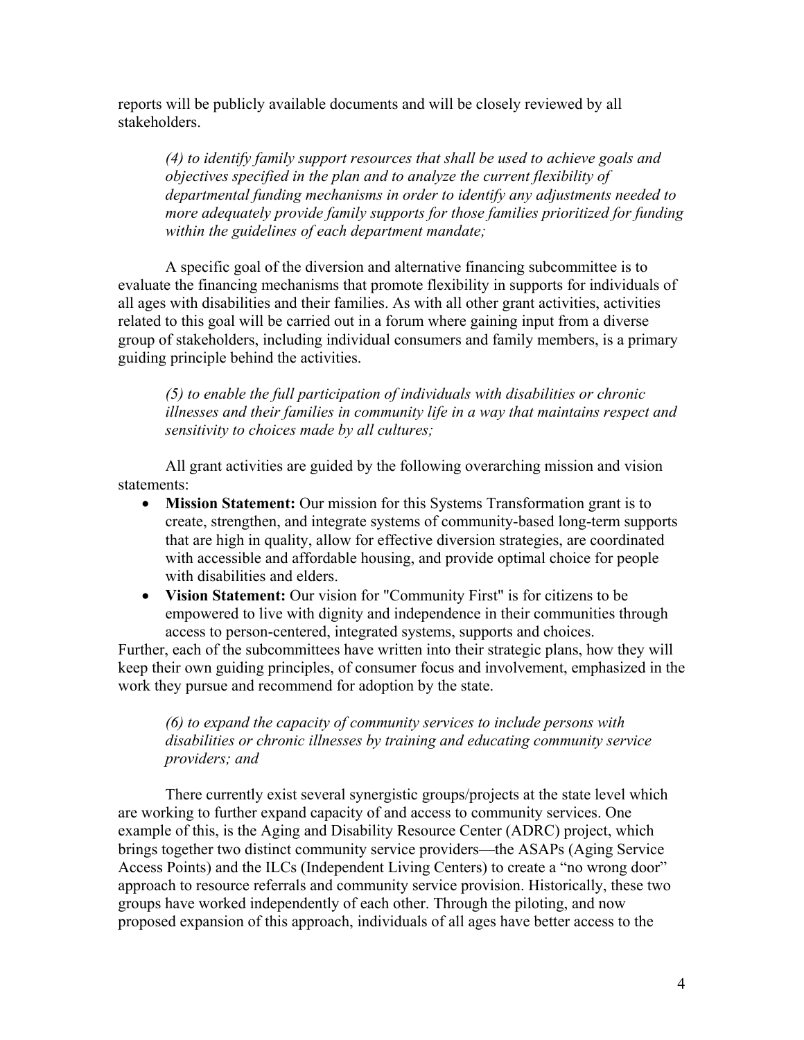reports will be publicly available documents and will be closely reviewed by all stakeholders.

> *(4) to identify family support resources that shall be used to achieve goals and objectives specified in the plan and to analyze the current flexibility of departmental funding mechanisms in order to identify any adjustments needed to more adequately provide family supports for those families prioritized for funding within the guidelines of each department mandate;*

A specific goal of the diversion and alternative financing subcommittee is to evaluate the financing mechanisms that promote flexibility in supports for individuals of all ages with disabilities and their families. As with all other grant activities, activities related to this goal will be carried out in a forum where gaining input from a diverse group of stakeholders, including individual consumers and family members, is a primary guiding principle behind the activities.

> *(5) to enable the full participation of individuals with disabilities or chronic illnesses and their families in community life in a way that maintains respect and sensitivity to choices made by all cultures;*

All grant activities are guided by the following overarching mission and vision statements:

- **Mission Statement:** Our mission for this Systems Transformation grant is to create, strengthen, and integrate systems of community-based long-term supports that are high in quality, allow for effective diversion strategies, are coordinated with accessible and affordable housing, and provide optimal choice for people with disabilities and elders.
- **Vision Statement:** Our vision for "Community First" is for citizens to be empowered to live with dignity and independence in their communities through access to person-centered, integrated systems, supports and choices.

Further, each of the subcommittees have written into their strategic plans, how they will keep their own guiding principles, of consumer focus and involvement, emphasized in the work they pursue and recommend for adoption by the state.

> *(6) to expand the capacity of community services to include persons with disabilities or chronic illnesses by training and educating community service providers; and*

There currently exist several synergistic groups/projects at the state level which are working to further expand capacity of and access to community services. One example of this, is the Aging and Disability Resource Center (ADRC) project, which brings together two distinct community service providers—the ASAPs (Aging Service Access Points) and the ILCs (Independent Living Centers) to create a "no wrong door" approach to resource referrals and community service provision. Historically, these two groups have worked independently of each other. Through the piloting, and now proposed expansion of this approach, individuals of all ages have better access to the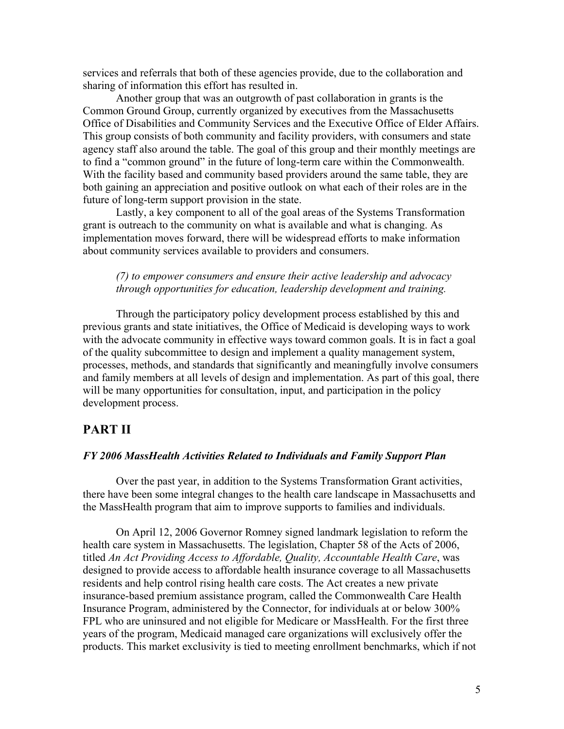services and referrals that both of these agencies provide, due to the collaboration and sharing of information this effort has resulted in.

Another group that was an outgrowth of past collaboration in grants is the Common Ground Group, currently organized by executives from the Massachusetts Office of Disabilities and Community Services and the Executive Office of Elder Affairs. This group consists of both community and facility providers, with consumers and state agency staff also around the table. The goal of this group and their monthly meetings are to find a "common ground" in the future of long-term care within the Commonwealth. With the facility based and community based providers around the same table, they are both gaining an appreciation and positive outlook on what each of their roles are in the future of long-term support provision in the state.

Lastly, a key component to all of the goal areas of the Systems Transformation grant is outreach to the community on what is available and what is changing. As implementation moves forward, there will be widespread efforts to make information about community services available to providers and consumers.

*(7) to empower consumers and ensure their active leadership and advocacy through opportunities for education, leadership development and training.*

Through the participatory policy development process established by this and previous grants and state initiatives, the Office of Medicaid is developing ways to work with the advocate community in effective ways toward common goals. It is in fact a goal of the quality subcommittee to design and implement a quality management system, processes, methods, and standards that significantly and meaningfully involve consumers and family members at all levels of design and implementation. As part of this goal, there will be many opportunities for consultation, input, and participation in the policy development process.

## PART II

### *FY 2006 MassHealth Activities Related to Individuals and Family Support Plan*

Over the past year, in addition to the Systems Transformation Grant activities, there have been some integral changes to the health care landscape in Massachusetts and the MassHealth program that aim to improve supports to families and individuals.

On April 12, 2006 Governor Romney signed landmark legislation to reform the health care system in Massachusetts. The legislation, Chapter 58 of the Acts of 2006, titled *An Act Providing Access to Affordable, Quality, Accountable Health Care*, was designed to provide access to affordable health insurance coverage to all Massachusetts residents and help control rising health care costs. The Act creates a new private insurance-based premium assistance program, called the Commonwealth Care Health Insurance Program, administered by the Connector, for individuals at or below 300% FPL who are uninsured and not eligible for Medicare or MassHealth. For the first three years of the program, Medicaid managed care organizations will exclusively offer the products. This market exclusivity is tied to meeting enrollment benchmarks, which if not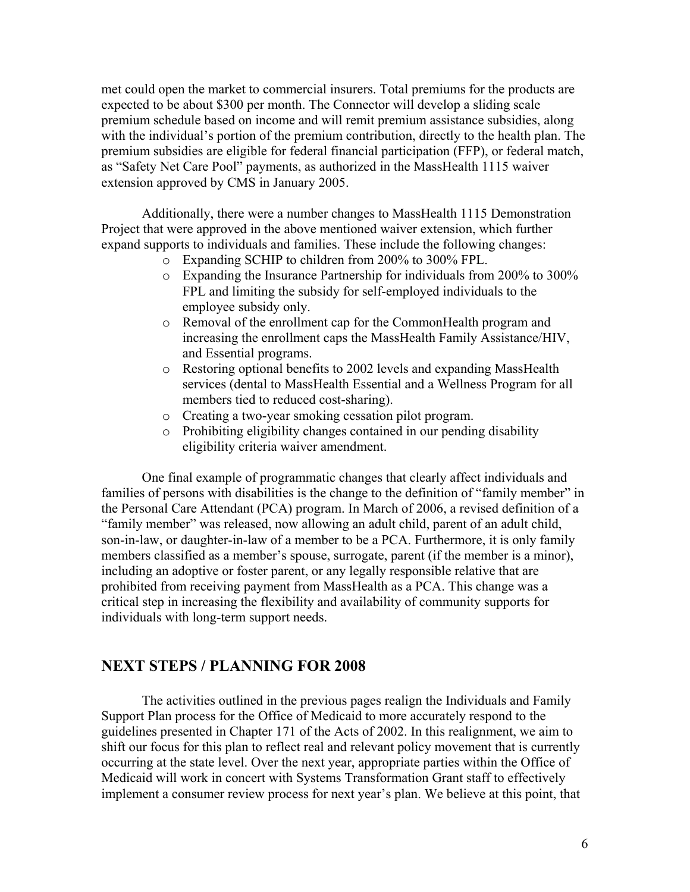met could open the market to commercial insurers. Total premiums for the products are expected to be about $300 per month. The Connector will develop a sliding scale premium schedule based on income and will remit premium assistance subsidies, along with the individual's portion of the premium contribution, directly to the health plan. The premium subsidies are eligible for federal financial participation (FFP), or federal match, as "Safety Net Care Pool" payments, as authorized in the MassHealth 1115 waiver extension approved by CMS in January 2005.

Additionally, there were a number changes to MassHealth 1115 Demonstration Project that were approved in the above mentioned waiver extension, which further expand supports to individuals and families. These include the following changes:

- Expanding SCHIP to children from 200% to 300% FPL.
- Expanding the Insurance Partnership for individuals from 200% to 300% FPL and limiting the subsidy for self-employed individuals to the employee subsidy only.
- Removal of the enrollment cap for the CommonHealth program and increasing the enrollment caps the MassHealth Family Assistance/HIV, and Essential programs.
- Restoring optional benefits to 2002 levels and expanding MassHealth services (dental to MassHealth Essential and a Wellness Program for all members tied to reduced cost-sharing).
- Creating a two-year smoking cessation pilot program.
- Prohibiting eligibility changes contained in our pending disability eligibility criteria waiver amendment.

One final example of programmatic changes that clearly affect individuals and families of persons with disabilities is the change to the definition of "family member" in the Personal Care Attendant (PCA) program. In March of 2006, a revised definition of a "family member" was released, now allowing an adult child, parent of an adult child, son-in-law, or daughter-in-law of a member to be a PCA. Furthermore, it is only family members classified as a member's spouse, surrogate, parent (if the member is a minor), including an adoptive or foster parent, or any legally responsible relative that are prohibited from receiving payment from MassHealth as a PCA. This change was a critical step in increasing the flexibility and availability of community supports for individuals with long-term support needs.

## NEXT STEPS / PLANNING FOR 2008

The activities outlined in the previous pages realign the Individuals and Family Support Plan process for the Office of Medicaid to more accurately respond to the guidelines presented in Chapter 171 of the Acts of 2002. In this realignment, we aim to shift our focus for this plan to reflect real and relevant policy movement that is currently occurring at the state level. Over the next year, appropriate parties within the Office of Medicaid will work in concert with Systems Transformation Grant staff to effectively implement a consumer review process for next year's plan. We believe at this point, that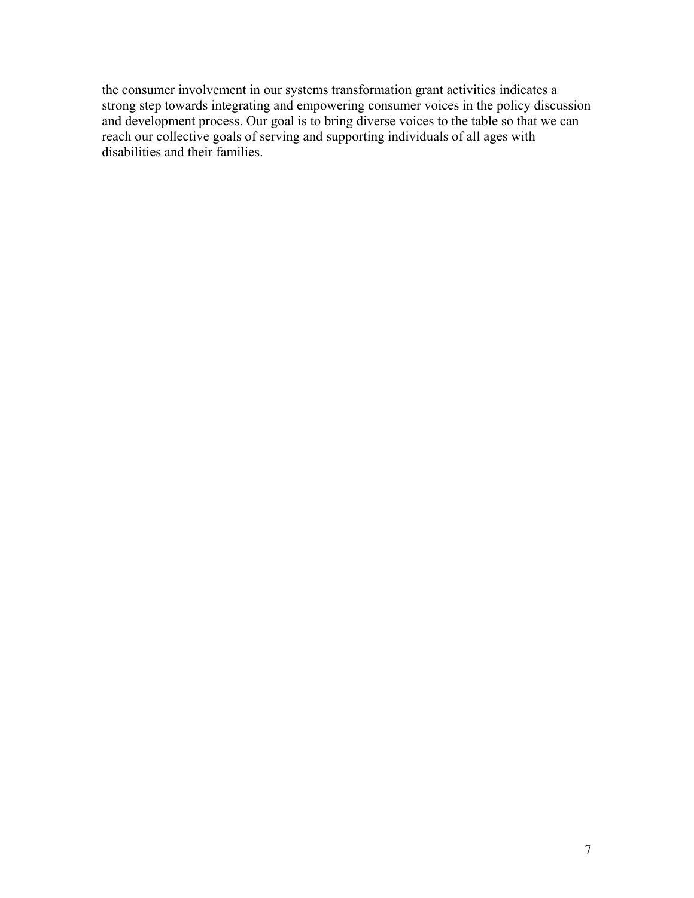the consumer involvement in our systems transformation grant activities indicates a strong step towards integrating and empowering consumer voices in the policy discussion and development process. Our goal is to bring diverse voices to the table so that we can reach our collective goals of serving and supporting individuals of all ages with disabilities and their families.